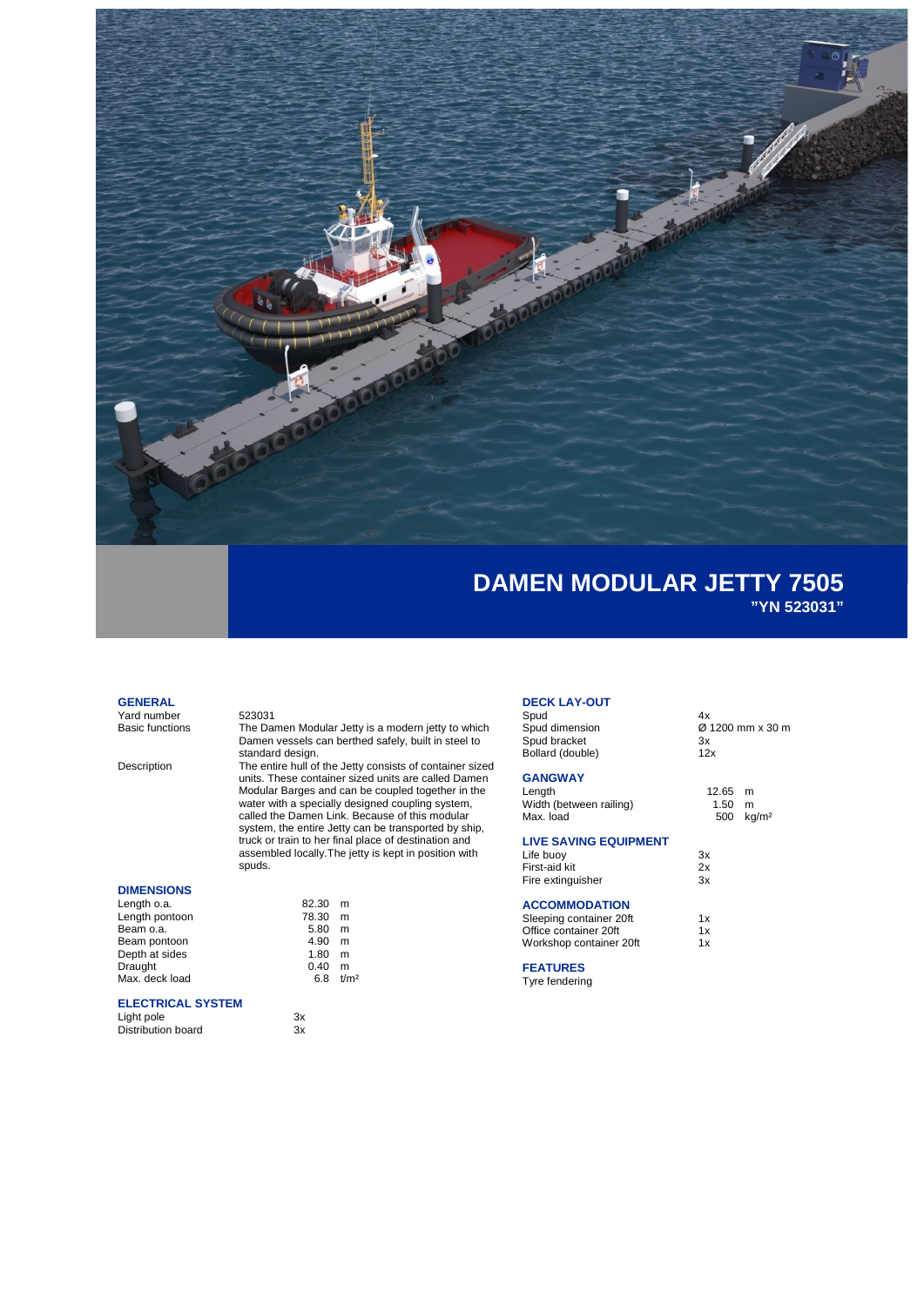# DAMEN MODULAR JETTY 7505

**"YN 523031"**

## GENERAL

| | |
|---|---|
| Yard number | 523031 |
| Basic functions | The Damen Modular Jetty is a modern jetty to which Damen vessels can berthed safely, built in steel to standard design. |
| Description | The entire hull of the Jetty consists of container sized units. These container sized units are called Damen Modular Barges and can be coupled together in the water with a specially designed coupling system, called the Damen Link. Because of this modular system, the entire Jetty can be transported by ship, truck or train to her final place of destination and assembled locally.The jetty is kept in position with spuds. |

## DIMENSIONS

| | | |
|---|---|---|
| Length o.a. | 82.30 | m |
| Length pontoon | 78.30 | m |
| Beam o.a. | 5.80 | m |
| Beam pontoon | 4.90 | m |
| Depth at sides | 1.80 | m |
| Draught | 0.40 | m |
| Max. deck load | 6.8 | t/m² |

## ELECTRICAL SYSTEM

| | |
|---|---|
| Light pole | 3x |
| Distribution board | 3x |

## DECK LAY-OUT

| | |
|---|---|
| Spud | 4x |
| Spud dimension | Ø 1200 mm x 30 m |
| Spud bracket | 3x |
| Bollard (double) | 12x |

## GANGWAY

| | | |
|---|---|---|
| Length | 12.65 | m |
| Width (between railing) | 1.50 | m |
| Max. load | 500 | kg/m² |

## LIVE SAVING EQUIPMENT

| | |
|---|---|
| Life buoy | 3x |
| First-aid kit | 2x |
| Fire extinguisher | 3x |

## ACCOMMODATION

| | |
|---|---|
| Sleeping container 20ft | 1x |
| Office container 20ft | 1x |
| Workshop container 20ft | 1x |

## FEATURES

Tyre fendering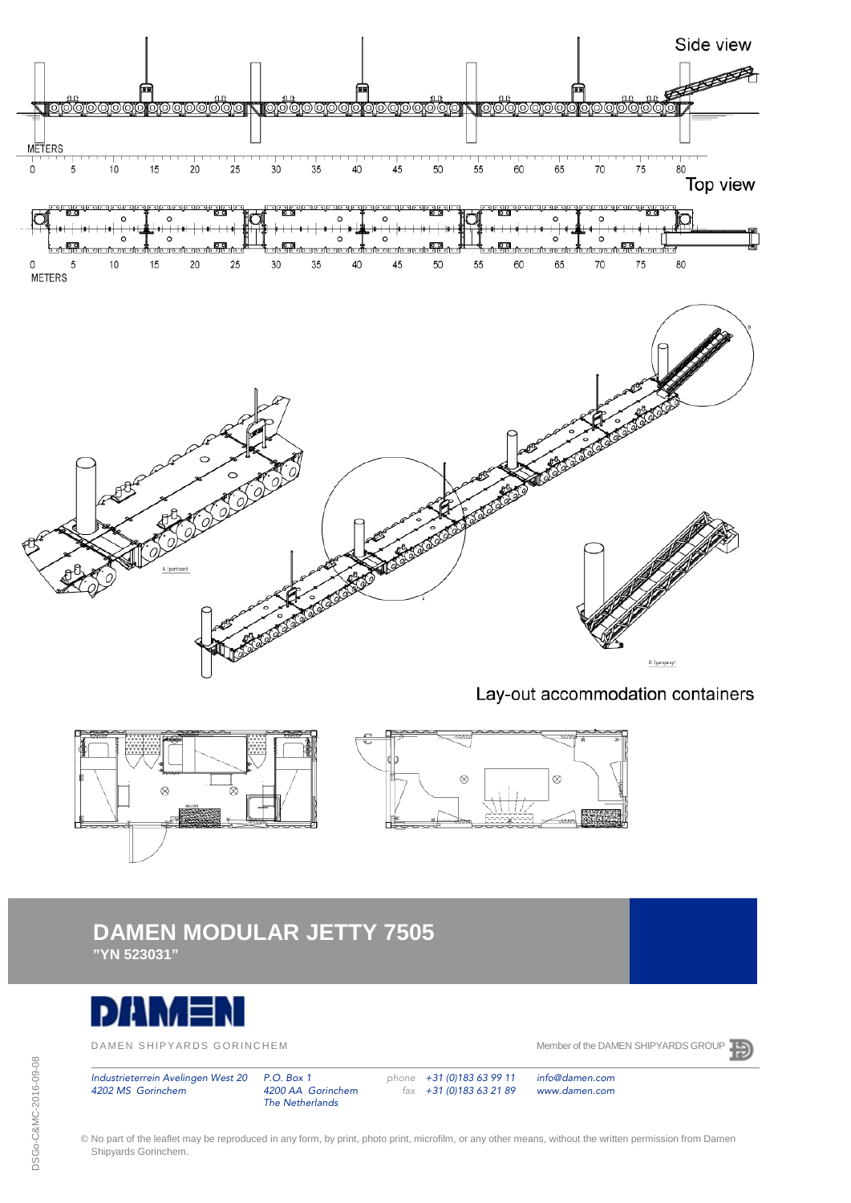Side view

METERS

0 5 10 15 20 25 30 35 40 45 50 55 60 65 70 75 80

Top view

0 5 10 15 20 25 30 35 40 45 50 55 60 65 70 75 80

METERS

A (pontoon)

B (gangway)

Lay-out accommodation containers

# DAMEN MODULAR JETTY 7505

**"YN 523031"**

DAMEN SHIPYARDS GORINCHEM

Member of the DAMEN SHIPYARDS GROUP

*Industrieterrein Avelingen West 20*
*4202 MS Gorinchem*

*P.O. Box 1*
*4200 AA Gorinchem*
*The Netherlands*

*phone +31 (0)183 63 99 11*
*fax +31 (0)183 63 21 89*

*info@damen.com*
*www.damen.com*

© No part of the leaflet may be reproduced in any form, by print, photo print, microfilm, or any other means, without the written permission from Damen Shipyards Gorinchem.

DSGo-C&MC-2016-09-08